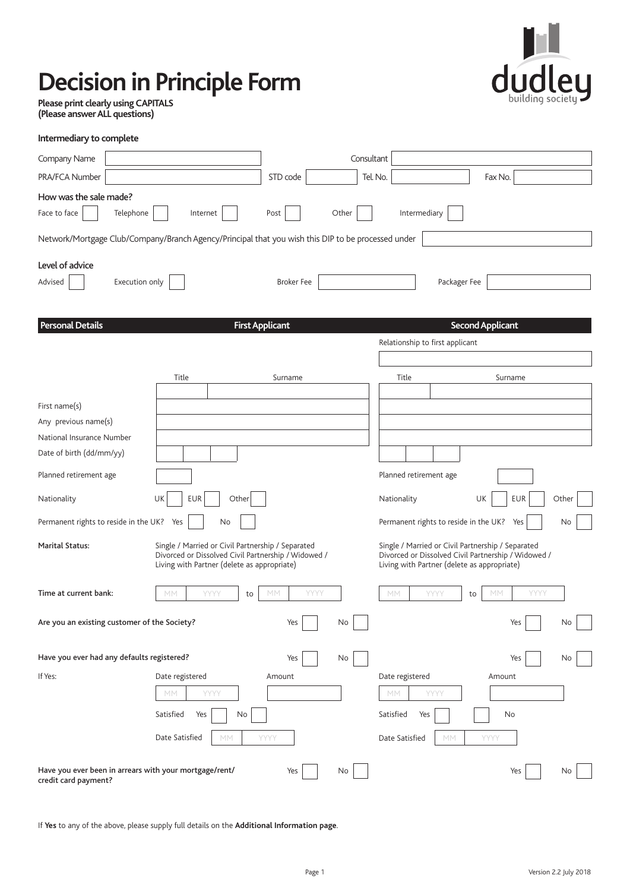# Decision in Principle Form

**Please print clearly using CAPITALS**
**(Please answer ALL questions)**

dudley building society

### Intermediary to complete

Company Name | Consultant

PRA/FCA Number | STD code | Tel. No. | Fax No.

**How was the sale made?**

Face to face ☐ Telephone ☐ Internet ☐ Post ☐ Other ☐ Intermediary ☐

Network/Mortgage Club/Company/Branch Agency/Principal that you wish this DIP to be processed under

**Level of advice**

Advised ☐ Execution only ☐ Broker Fee | Packager Fee

| **Personal Details** | **First Applicant** | **Second Applicant** |
|---|---|---|
| | | Relationship to first applicant |
| | Title / Surname | Title / Surname |
| First name(s) | | |
| Any previous name(s) | | |
| National Insurance Number | | |
| Date of birth (dd/mm/yy) | | |
| Planned retirement age | | Planned retirement age |
| Nationality | UK ☐ EUR ☐ Other ☐ | UK ☐ EUR ☐ Other ☐ |
| Permanent rights to reside in the UK? | Yes ☐ No ☐ | Yes ☐ No ☐ |
| **Marital Status:** | Single / Married or Civil Partnership / Separated Divorced or Dissolved Civil Partnership / Widowed / Living with Partner (delete as appropriate) | Single / Married or Civil Partnership / Separated Divorced or Dissolved Civil Partnership / Widowed / Living with Partner (delete as appropriate) |
| **Time at current bank:** | MM YYYY to MM YYYY | MM YYYY to MM YYYY |
| **Are you an existing customer of the Society?** | Yes ☐ No ☐ | Yes ☐ No ☐ |
| **Have you ever had any defaults registered?** | Yes ☐ No ☐ | Yes ☐ No ☐ |
| If Yes: | Date registered MM YYYY Amount | Date registered MM YYYY Amount |
| | Satisfied Yes ☐ No ☐ | Satisfied Yes ☐ No ☐ |
| | Date Satisfied MM YYYY | Date Satisfied MM YYYY |
| **Have you ever been in arrears with your mortgage/rent/ credit card payment?** | Yes ☐ No ☐ | Yes ☐ No ☐ |

If **Yes** to any of the above, please supply full details on the **Additional Information page**.

Version 2.2 July 2018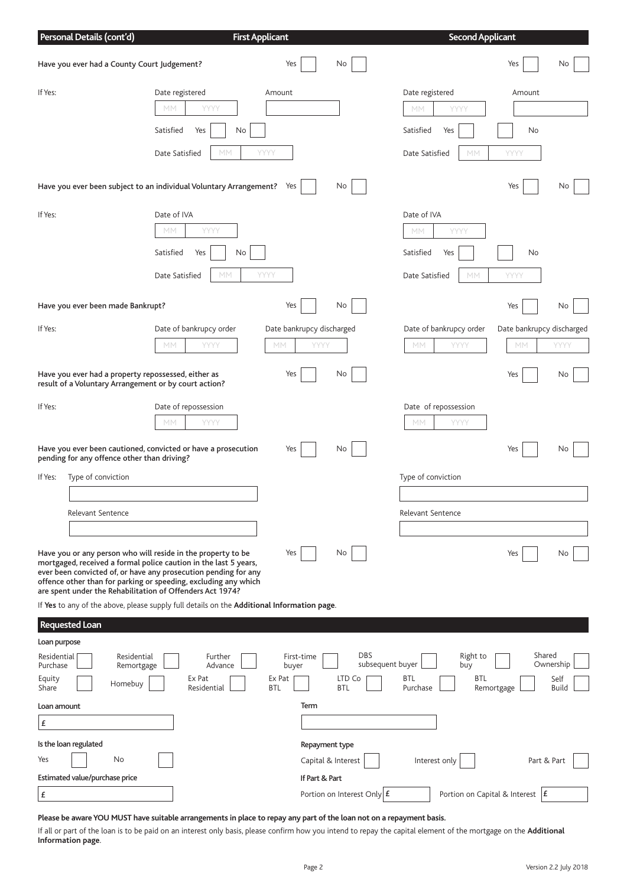## Personal Details (cont'd)

| | First Applicant | Second Applicant |
|---|---|---|
| **Have you ever had a County Court Judgement?** | Yes ☐ No ☐ | Yes ☐ No ☐ |
| If Yes: | Date registered MM YYYY Amount | Date registered MM YYYY Amount |
| | Satisfied Yes ☐ No ☐ | Satisfied Yes ☐ ☐ No |
| | Date Satisfied MM YYYY | Date Satisfied MM YYYY |
| **Have you ever been subject to an individual Voluntary Arrangement?** | Yes ☐ No ☐ | Yes ☐ No ☐ |
| If Yes: | Date of IVA MM YYYY | Date of IVA MM YYYY |
| | Satisfied Yes ☐ No ☐ | Satisfied Yes ☐ ☐ No |
| | Date Satisfied MM YYYY | Date Satisfied MM YYYY |
| **Have you ever been made Bankrupt?** | Yes ☐ No ☐ | Yes ☐ No ☐ |
| If Yes: | Date of bankrupcy order MM YYYY / Date bankrupcy discharged MM YYYY | Date of bankrupcy order MM YYYY / Date bankrupcy discharged MM YYYY |
| **Have you ever had a property repossessed, either as result of a Voluntary Arrangement or by court action?** | Yes ☐ No ☐ | Yes ☐ No ☐ |
| If Yes: | Date of repossession MM YYYY | Date of repossession MM YYYY |
| **Have you ever been cautioned, convicted or have a prosecution pending for any offence other than driving?** | Yes ☐ No ☐ | Yes ☐ No ☐ |
| If Yes: | Type of conviction | Type of conviction |
| | Relevant Sentence | Relevant Sentence |
| **Have you or any person who will reside in the property to be mortgaged, received a formal police caution in the last 5 years, ever been convicted of, or have any prosecution pending for any offence other than for parking or speeding, excluding any which are spent under the Rehabilitation of Offenders Act 1974?** | Yes ☐ No ☐ | Yes ☐ No ☐ |

If **Yes** to any of the above, please supply full details on the **Additional Information page**.

## Requested Loan

**Loan purpose**

| | | | | | | |
|---|---|---|---|---|---|---|
| Residential Purchase ☐ | Residential Remortgage ☐ | Further Advance ☐ | First-time buyer ☐ | DBS subsequent buyer ☐ | Right to buy ☐ | Shared Ownership ☐ |
| Equity Share ☐ | Homebuy ☐ | Ex Pat Residential ☐ | Ex Pat BTL ☐ | LTD Co BTL ☐ | BTL Purchase ☐ | BTL Remortgage ☐ | Self Build ☐ |

**Loan amount**

£

**Term**

**Is the loan regulated**

Yes ☐ No ☐

**Repayment type**

Capital & Interest ☐ Interest only ☐ Part & Part ☐

**Estimated value/purchase price**

£

**If Part & Part**

Portion on Interest Only £ Portion on Capital & Interest £

**Please be aware YOU MUST have suitable arrangements in place to repay any part of the loan not on a repayment basis.**

If all or part of the loan is to be paid on an interest only basis, please confirm how you intend to repay the capital element of the mortgage on the **Additional Information page**.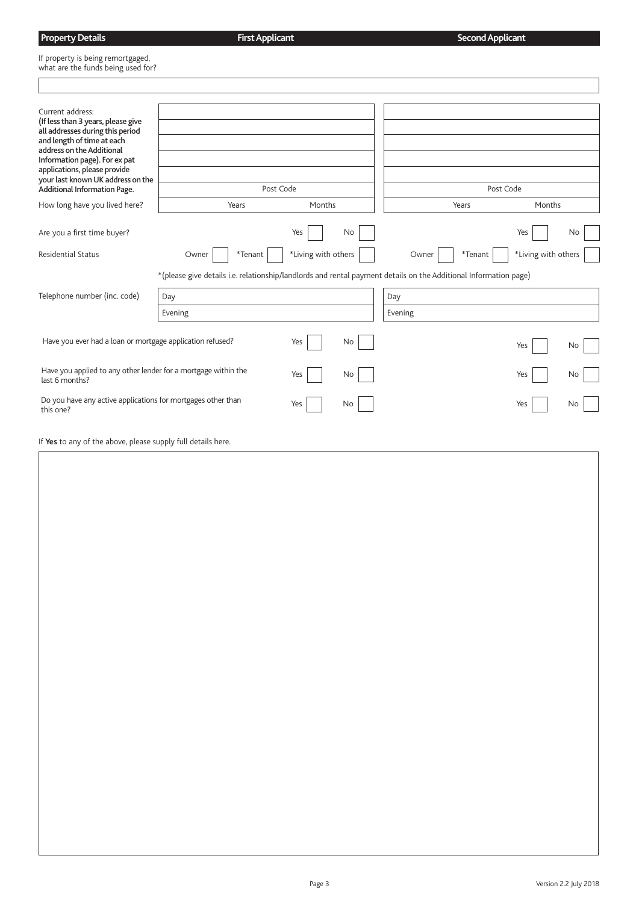| Property Details | First Applicant | Second Applicant |
|---|---|---|

If property is being remortgaged, what are the funds being used for?

| | First Applicant | Second Applicant |
|---|---|---|
| Current address:<br>**(If less than 3 years, please give all addresses during this period and length of time at each address on the Additional Information page). For ex pat applications, please provide your last known UK address on the Additional Information Page.** | Post Code | Post Code |
| How long have you lived here? | Years Months | Years Months |
| Are you a first time buyer? | Yes ☐ No ☐ | Yes ☐ No ☐ |
| Residential Status | Owner ☐ *Tenant ☐ *Living with others ☐ | Owner ☐ *Tenant ☐ *Living with others ☐ |

*(please give details i.e. relationship/landlords and rental payment details on the Additional Information page)

| | First Applicant | Second Applicant |
|---|---|---|
| Telephone number (inc. code) | Day | Day |
| | Evening | Evening |

| | First Applicant | Second Applicant |
|---|---|---|
| Have you ever had a loan or mortgage application refused? | Yes ☐ No ☐ | Yes ☐ No ☐ |
| Have you applied to any other lender for a mortgage within the last 6 months? | Yes ☐ No ☐ | Yes ☐ No ☐ |
| Do you have any active applications for mortgages other than this one? | Yes ☐ No ☐ | Yes ☐ No ☐ |

If **Yes** to any of the above, please supply full details here.

Version 2.2 July 2018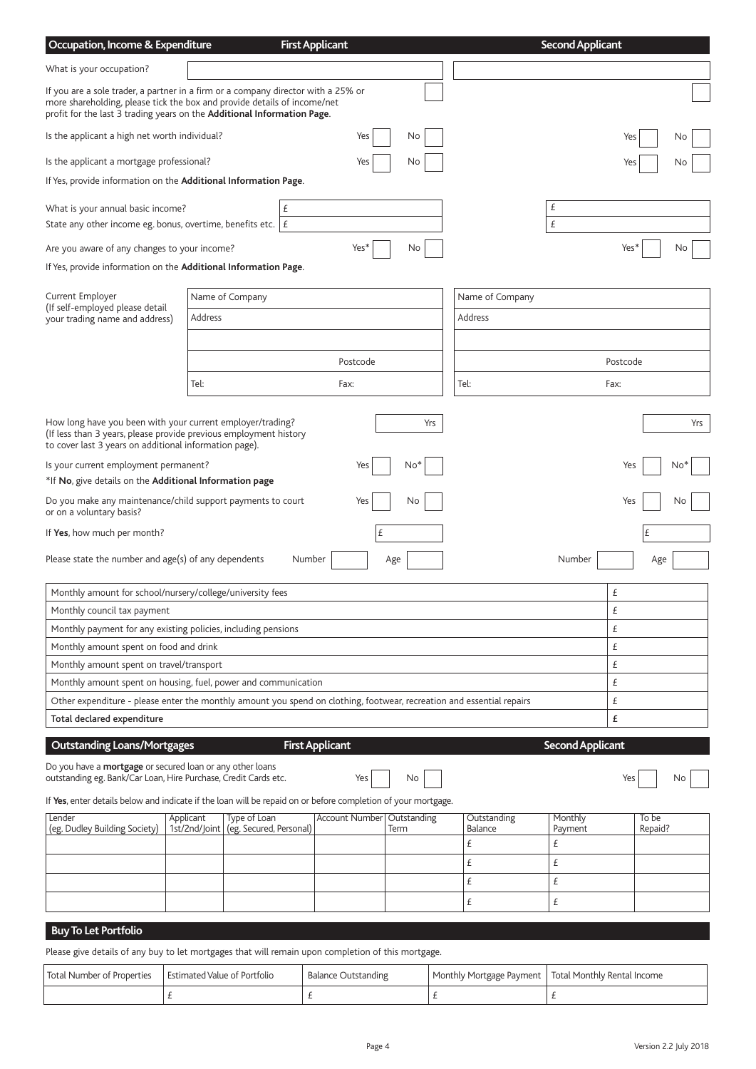## Occupation, Income & Expenditure

| | First Applicant | Second Applicant |
|---|---|---|
| What is your occupation? | | |
| If you are a sole trader, a partner in a firm or a company director with a 25% or more shareholding, please tick the box and provide details of income/net profit for the last 3 trading years on the **Additional Information Page**. | ☐ | ☐ |
| Is the applicant a high net worth individual? | Yes ☐ No ☐ | Yes ☐ No ☐ |
| Is the applicant a mortgage professional? | Yes ☐ No ☐ | Yes ☐ No ☐ |

If Yes, provide information on the **Additional Information Page**.

| | First Applicant | Second Applicant |
|---|---|---|
| What is your annual basic income? | £ | £ |
| State any other income eg. bonus, overtime, benefits etc. | £ | £ |
| Are you aware of any changes to your income? | Yes* ☐ No ☐ | Yes* ☐ No ☐ |

If Yes, provide information on the **Additional Information Page**.

| | First Applicant | Second Applicant |
|---|---|---|
| Current Employer (If self-employed please detail your trading name and address) | Name of Company | Name of Company |
| | Address | Address |
| | | |
| | Postcode | Postcode |
| | Tel: Fax: | Tel: Fax: |

| | First Applicant | Second Applicant |
|---|---|---|
| How long have you been with your current employer/trading? (If less than 3 years, please provide previous employment history to cover last 3 years on additional information page). | Yrs | Yrs |
| Is your current employment permanent? | Yes ☐ No* ☐ | Yes ☐ No* ☐ |

*If **No**, give details on the **Additional Information page**

| | First Applicant | Second Applicant |
|---|---|---|
| Do you make any maintenance/child support payments to court or on a voluntary basis? | Yes ☐ No ☐ | Yes ☐ No ☐ |
| If **Yes**, how much per month? | £ | £ |
| Please state the number and age(s) of any dependents | Number ☐ Age ☐ | Number ☐ Age ☐ |

| | |
|---|---|
| Monthly amount for school/nursery/college/university fees | £ |
| Monthly council tax payment | £ |
| Monthly payment for any existing policies, including pensions | £ |
| Monthly amount spent on food and drink | £ |
| Monthly amount spent on travel/transport | £ |
| Monthly amount spent on housing, fuel, power and communication | £ |
| Other expenditure - please enter the monthly amount you spend on clothing, footwear, recreation and essential repairs | £ |
| **Total declared expenditure** | **£** |

## Outstanding Loans/Mortgages

| | First Applicant | Second Applicant |
|---|---|---|
| Do you have a **mortgage** or secured loan or any other loans outstanding eg. Bank/Car Loan, Hire Purchase, Credit Cards etc. | Yes ☐ No ☐ | Yes ☐ No ☐ |

If **Yes**, enter details below and indicate if the loan will be repaid on or before completion of your mortgage.

| Lender (eg. Dudley Building Society) | Applicant 1st/2nd/Joint | Type of Loan (eg. Secured, Personal) | Account Number | Outstanding Term | Outstanding Balance | Monthly Payment | To be Repaid? |
|---|---|---|---|---|---|---|---|
| | | | | | £ | £ | |
| | | | | | £ | £ | |
| | | | | | £ | £ | |
| | | | | | £ | £ | |

## Buy To Let Portfolio

Please give details of any buy to let mortgages that will remain upon completion of this mortgage.

| Total Number of Properties | Estimated Value of Portfolio | Balance Outstanding | Monthly Mortgage Payment | Total Monthly Rental Income |
|---|---|---|---|---|
| | £ | £ | £ | £ |

Version 2.2 July 2018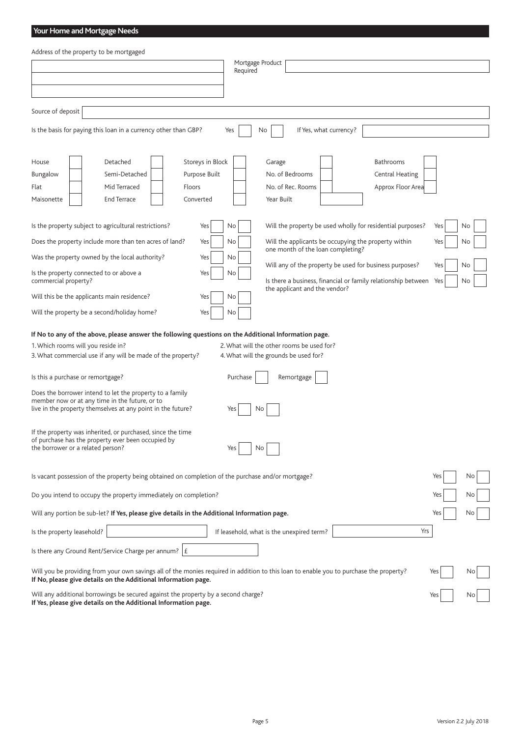## Your Home and Mortgage Needs

Address of the property to be mortgaged

Mortgage Product Required

Source of deposit

Is the basis for paying this loan in a currency other than GBP? Yes No If Yes, what currency?

| | | | | | | | | | |
|---|---|---|---|---|---|---|---|---|---|
| House | | Detached | | Storeys in Block | | Garage | | Bathrooms | |
| Bungalow | | Semi-Detached | | Purpose Built | | No. of Bedrooms | | Central Heating | |
| Flat | | Mid Terraced | | Floors | | No. of Rec. Rooms | | Approx Floor Area | |
| Maisonette | | End Terrace | | Converted | | Year Built | | | |

Is the property subject to agricultural restrictions? Yes No

Does the property include more than ten acres of land? Yes No

Was the property owned by the local authority? Yes No

Is the property connected to or above a commercial property? Yes No

Will this be the applicants main residence? Yes No

Will the property be a second/holiday home? Yes No

Will the property be used wholly for residential purposes? Yes No

Will the applicants be occupying the property within one month of the loan completing? Yes No

Will any of the property be used for business purposes? Yes No

Is there a business, financial or family relationship between the applicant and the vendor? Yes No

**If No to any of the above, please answer the following questions on the Additional Information page.**

1. Which rooms will you reside in?
2. What will the other rooms be used for?
3. What commercial use if any will be made of the property?
4. What will the grounds be used for?

Is this a purchase or remortgage? Purchase Remortgage

Does the borrower intend to let the property to a family member now or at any time in the future, or to live in the property themselves at any point in the future? Yes No

If the property was inherited, or purchased, since the time of purchase has the property ever been occupied by the borrower or a related person? Yes No

Is vacant possession of the property being obtained on completion of the purchase and/or mortgage? Yes No

Do you intend to occupy the property immediately on completion? Yes No

Will any portion be sub-let? **If Yes, please give details in the Additional Information page.** Yes No

Is the property leasehold? If leasehold, what is the unexpired term? Yrs

Is there any Ground Rent/Service Charge per annum? £

Will you be providing from your own savings all of the monies required in addition to this loan to enable you to purchase the property? Yes No
**If No, please give details on the Additional Information page.**

Will any additional borrowings be secured against the property by a second charge? Yes No
**If Yes, please give details on the Additional Information page.**

Version 2.2 July 2018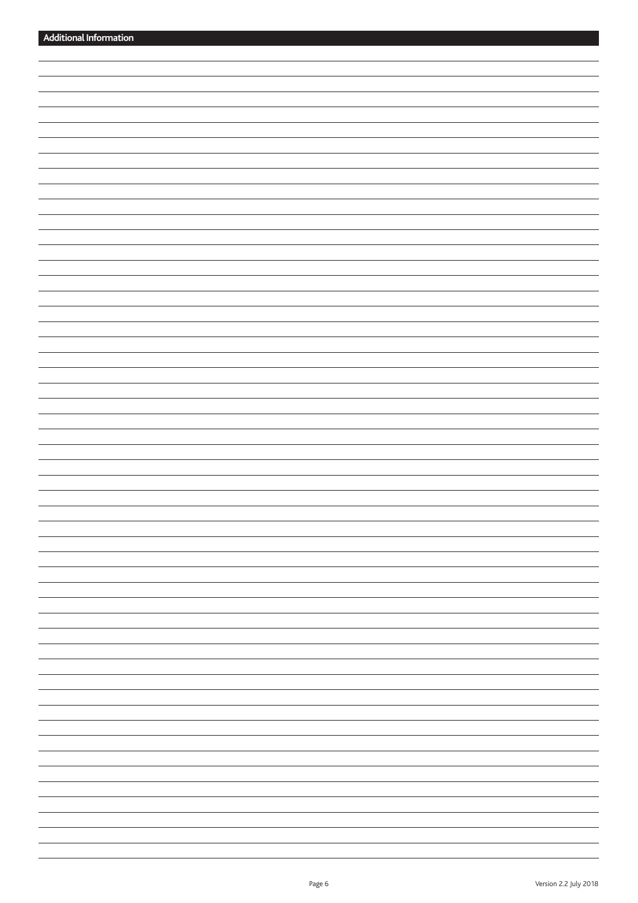## Additional Information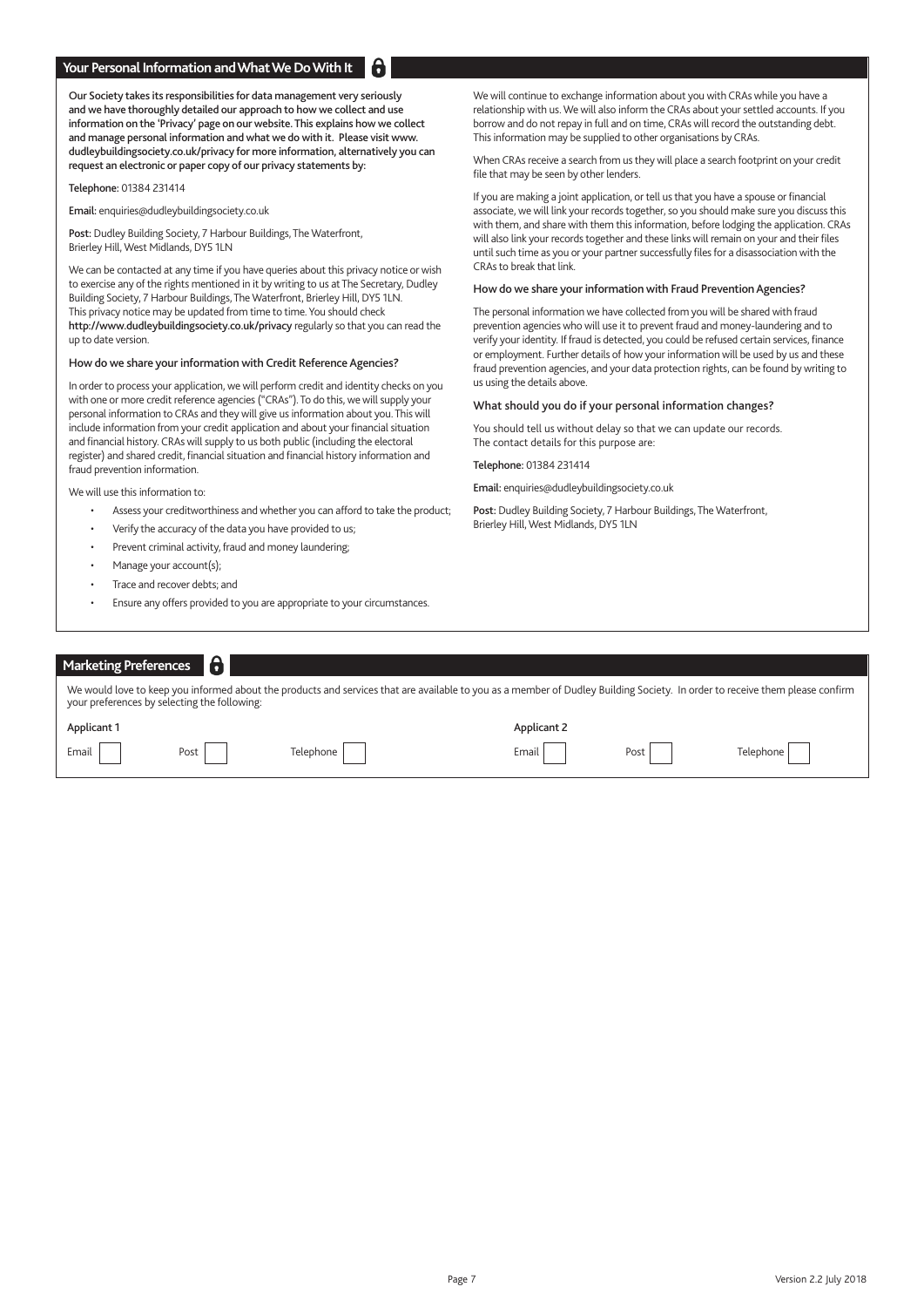## Your Personal Information and What We Do With It

**Our Society takes its responsibilities for data management very seriously and we have thoroughly detailed our approach to how we collect and use information on the 'Privacy' page on our website. This explains how we collect and manage personal information and what we do with it. Please visit www.dudleybuildingsociety.co.uk/privacy for more information, alternatively you can request an electronic or paper copy of our privacy statements by:**

**Telephone:** 01384 231414

**Email:** enquiries@dudleybuildingsociety.co.uk

**Post:** Dudley Building Society, 7 Harbour Buildings, The Waterfront, Brierley Hill, West Midlands, DY5 1LN

We can be contacted at any time if you have queries about this privacy notice or wish to exercise any of the rights mentioned in it by writing to us at The Secretary, Dudley Building Society, 7 Harbour Buildings, The Waterfront, Brierley Hill, DY5 1LN. This privacy notice may be updated from time to time. You should check **http://www.dudleybuildingsociety.co.uk/privacy** regularly so that you can read the up to date version.

### How do we share your information with Credit Reference Agencies?

In order to process your application, we will perform credit and identity checks on you with one or more credit reference agencies ("CRAs"). To do this, we will supply your personal information to CRAs and they will give us information about you. This will include information from your credit application and about your financial situation and financial history. CRAs will supply to us both public (including the electoral register) and shared credit, financial situation and financial history information and fraud prevention information.

We will use this information to:

- Assess your creditworthiness and whether you can afford to take the product;
- Verify the accuracy of the data you have provided to us;
- Prevent criminal activity, fraud and money laundering;
- Manage your account(s);
- Trace and recover debts; and
- Ensure any offers provided to you are appropriate to your circumstances.

We will continue to exchange information about you with CRAs while you have a relationship with us. We will also inform the CRAs about your settled accounts. If you borrow and do not repay in full and on time, CRAs will record the outstanding debt. This information may be supplied to other organisations by CRAs.

When CRAs receive a search from us they will place a search footprint on your credit file that may be seen by other lenders.

If you are making a joint application, or tell us that you have a spouse or financial associate, we will link your records together, so you should make sure you discuss this with them, and share with them this information, before lodging the application. CRAs will also link your records together and these links will remain on your and their files until such time as you or your partner successfully files for a disassociation with the CRAs to break that link.

### How do we share your information with Fraud Prevention Agencies?

The personal information we have collected from you will be shared with fraud prevention agencies who will use it to prevent fraud and money-laundering and to verify your identity. If fraud is detected, you could be refused certain services, finance or employment. Further details of how your information will be used by us and these fraud prevention agencies, and your data protection rights, can be found by writing to us using the details above.

### What should you do if your personal information changes?

You should tell us without delay so that we can update our records. The contact details for this purpose are:

**Telephone:** 01384 231414

**Email:** enquiries@dudleybuildingsociety.co.uk

**Post:** Dudley Building Society, 7 Harbour Buildings, The Waterfront, Brierley Hill, West Midlands, DY5 1LN

## Marketing Preferences

We would love to keep you informed about the products and services that are available to you as a member of Dudley Building Society. In order to receive them please confirm your preferences by selecting the following:

| Applicant 1 | | | Applicant 2 | | |
|---|---|---|---|---|---|
| Email ☐ | Post ☐ | Telephone ☐ | Email ☐ | Post ☐ | Telephone ☐ |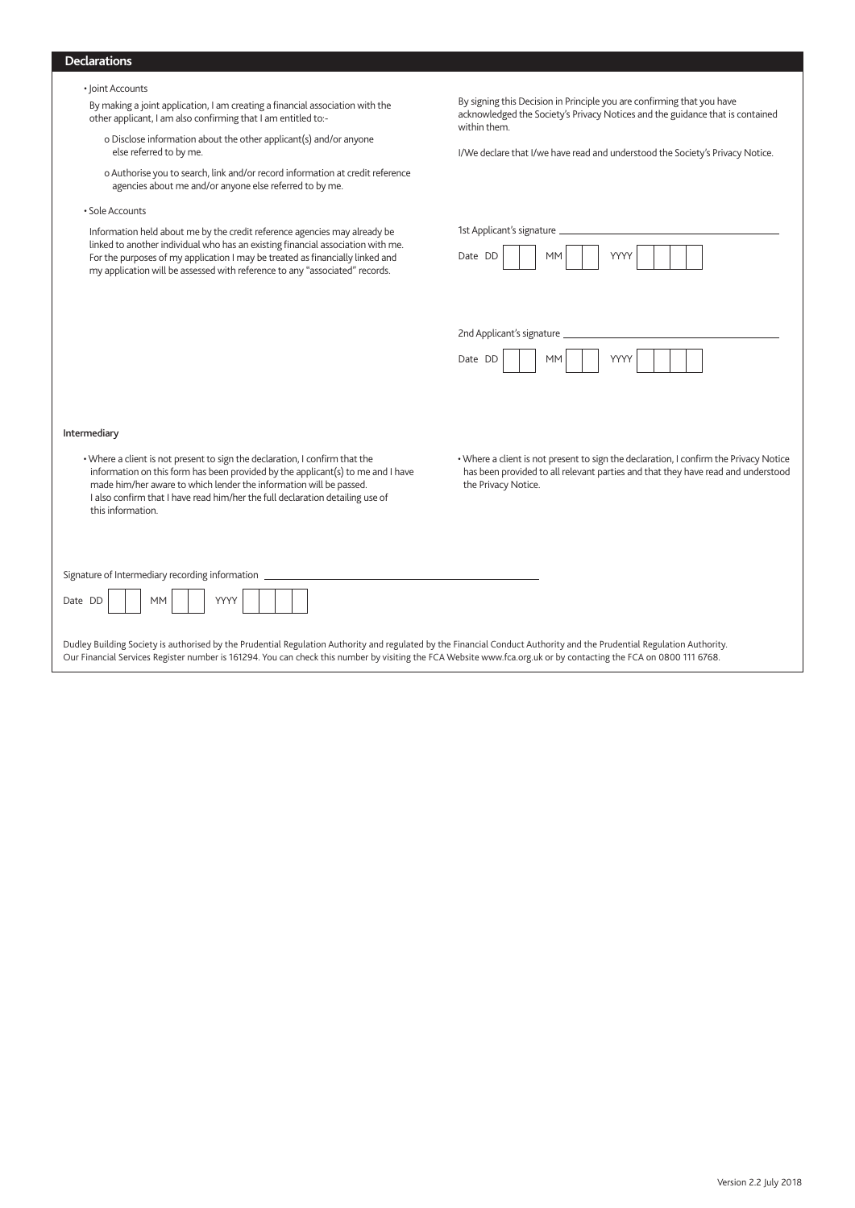## Declarations

- Joint Accounts

  By making a joint application, I am creating a financial association with the other applicant, I am also confirming that I am entitled to:-

  - Disclose information about the other applicant(s) and/or anyone else referred to by me.
  - Authorise you to search, link and/or record information at credit reference agencies about me and/or anyone else referred to by me.

- Sole Accounts

  Information held about me by the credit reference agencies may already be linked to another individual who has an existing financial association with me. For the purposes of my application I may be treated as financially linked and my application will be assessed with reference to any "associated" records.

By signing this Decision in Principle you are confirming that you have acknowledged the Society's Privacy Notices and the guidance that is contained within them.

I/We declare that I/we have read and understood the Society's Privacy Notice.

1st Applicant's signature ______________________________

Date DD | | | MM | | | YYYY | | | | |

2nd Applicant's signature ______________________________

Date DD | | | MM | | | YYYY | | | | |

### Intermediary

- Where a client is not present to sign the declaration, I confirm that the information on this form has been provided by the applicant(s) to me and I have made him/her aware to which lender the information will be passed. I also confirm that I have read him/her the full declaration detailing use of this information.

- Where a client is not present to sign the declaration, I confirm the Privacy Notice has been provided to all relevant parties and that they have read and understood the Privacy Notice.

Signature of Intermediary recording information ______________________________

Date DD | | | MM | | | YYYY | | | | |

Dudley Building Society is authorised by the Prudential Regulation Authority and regulated by the Financial Conduct Authority and the Prudential Regulation Authority. Our Financial Services Register number is 161294. You can check this number by visiting the FCA Website www.fca.org.uk or by contacting the FCA on 0800 111 6768.

Version 2.2 July 2018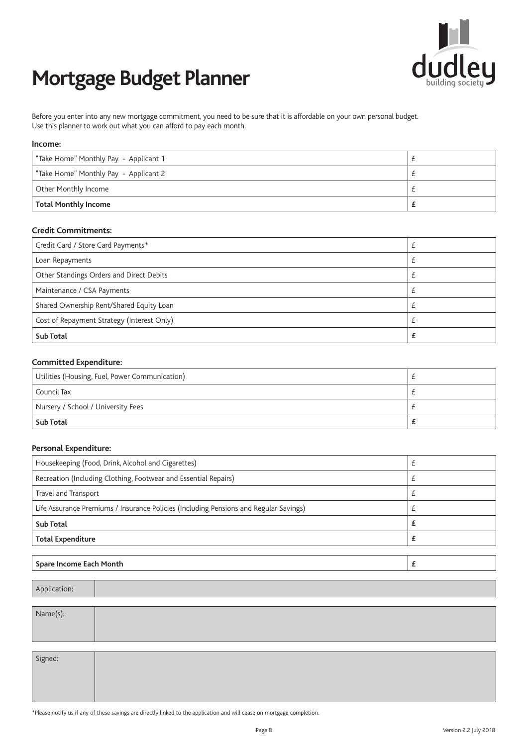# Mortgage Budget Planner

Before you enter into any new mortgage commitment, you need to be sure that it is affordable on your own personal budget. Use this planner to work out what you can afford to pay each month.

**Income:**

| | |
|---|---|
| "Take Home" Monthly Pay - Applicant 1 | £ |
| "Take Home" Monthly Pay - Applicant 2 | £ |
| Other Monthly Income | £ |
| **Total Monthly Income** | **£** |

**Credit Commitments:**

| | |
|---|---|
| Credit Card / Store Card Payments* | £ |
| Loan Repayments | £ |
| Other Standings Orders and Direct Debits | £ |
| Maintenance / CSA Payments | £ |
| Shared Ownership Rent/Shared Equity Loan | £ |
| Cost of Repayment Strategy (Interest Only) | £ |
| **Sub Total** | **£** |

**Committed Expenditure:**

| | |
|---|---|
| Utilities (Housing, Fuel, Power Communication) | £ |
| Council Tax | £ |
| Nursery / School / University Fees | £ |
| **Sub Total** | **£** |

**Personal Expenditure:**

| | |
|---|---|
| Housekeeping (Food, Drink, Alcohol and Cigarettes) | £ |
| Recreation (Including Clothing, Footwear and Essential Repairs) | £ |
| Travel and Transport | £ |
| Life Assurance Premiums / Insurance Policies (Including Pensions and Regular Savings) | £ |
| **Sub Total** | **£** |
| **Total Expenditure** | **£** |

| | |
|---|---|
| **Spare Income Each Month** | **£** |

| | |
|---|---|
| Application: | |

| | |
|---|---|
| Name(s): | |

| | |
|---|---|
| Signed: | |

*Please notify us if any of these savings are directly linked to the application and will cease on mortgage completion.

Version 2.2 July 2018